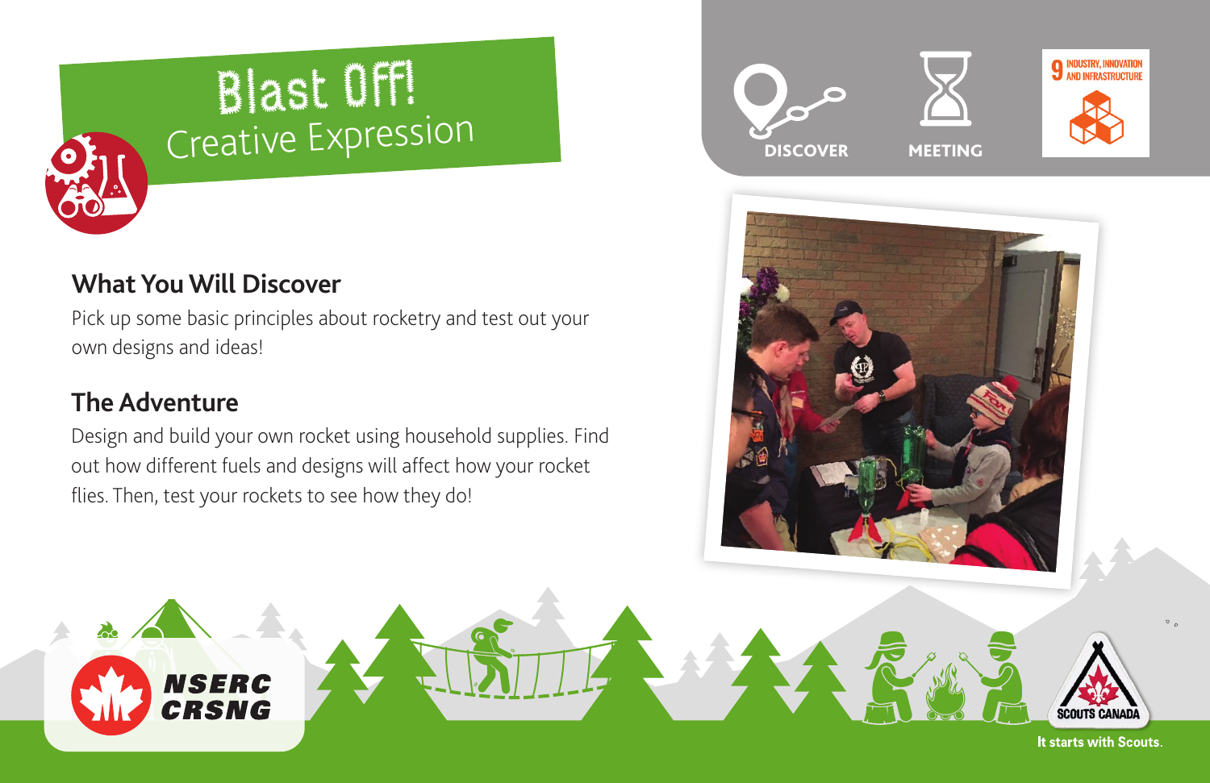# Blast Off!

Creative Expression

DISCOVER

MEETING

9 INDUSTRY, INNOVATION AND INFRASTRUCTURE

## What You Will Discover

Pick up some basic principles about rocketry and test out your own designs and ideas!

## The Adventure

Design and build your own rocket using household supplies. Find out how different fuels and designs will affect how your rocket flies. Then, test your rockets to see how they do!

NSERC CRSNG

SCOUTS CANADA

It starts with Scouts.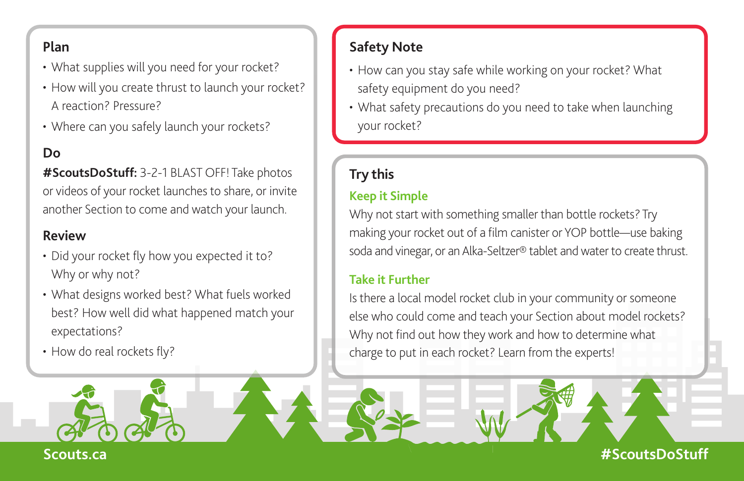## Plan

- What supplies will you need for your rocket?
- How will you create thrust to launch your rocket? A reaction? Pressure?
- Where can you safely launch your rockets?

## Do

**#ScoutsDoStuff:** 3-2-1 BLAST OFF! Take photos or videos of your rocket launches to share, or invite another Section to come and watch your launch.

## Review

- Did your rocket fly how you expected it to? Why or why not?
- What designs worked best? What fuels worked best? How well did what happened match your expectations?
- How do real rockets fly?

## Safety Note

- How can you stay safe while working on your rocket? What safety equipment do you need?
- What safety precautions do you need to take when launching your rocket?

## Try this

### Keep it Simple

Why not start with something smaller than bottle rockets? Try making your rocket out of a film canister or YOP bottle—use baking soda and vinegar, or an Alka-Seltzer® tablet and water to create thrust.

### Take it Further

Is there a local model rocket club in your community or someone else who could come and teach your Section about model rockets? Why not find out how they work and how to determine what charge to put in each rocket? Learn from the experts!

Scouts.ca

#ScoutsDoStuff